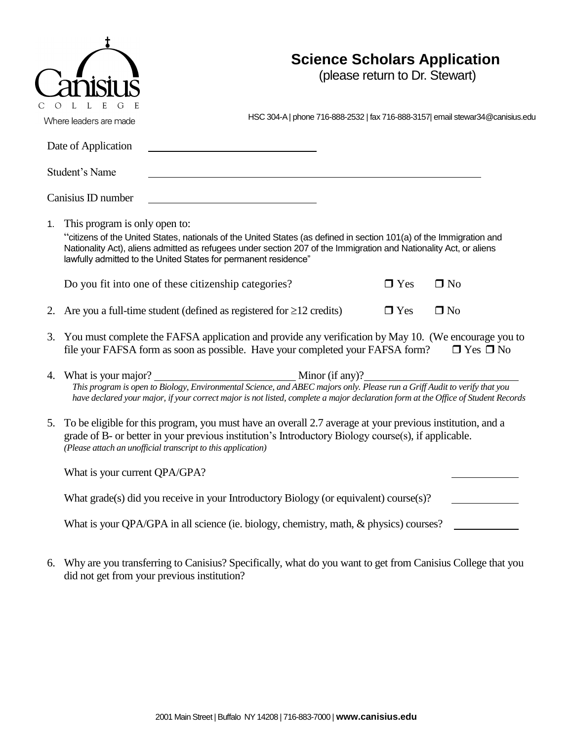Canisius College

Where leaders are made

# Science Scholars Application

(please return to Dr. Stewart)

HSC 304-A | phone 716-888-2532 | fax 716-888-3157| email stewar34@canisius.edu

Date of Application ______________________

Student's Name ______________________________________________

Canisius ID number ______________________

1. This program is only open to:

   "citizens of the United States, nationals of the United States (as defined in section 101(a) of the Immigration and Nationality Act), aliens admitted as refugees under section 207 of the Immigration and Nationality Act, or aliens lawfully admitted to the United States for permanent residence"

   Do you fit into one of these citizenship categories? ❒ Yes ❒ No

2. Are you a full-time student (defined as registered for ≥12 credits) ❒ Yes ❒ No

3. You must complete the FAFSA application and provide any verification by May 10. (We encourage you to file your FAFSA form as soon as possible. Have your completed your FAFSA form? ❒ Yes ❒ No

4. What is your major? ____________________ Minor (if any)? ____________________

   *This program is open to Biology, Environmental Science, and ABEC majors only. Please run a Griff Audit to verify that you have declared your major, if your correct major is not listed, complete a major declaration form at the Office of Student Records*

5. To be eligible for this program, you must have an overall 2.7 average at your previous institution, and a grade of B- or better in your previous institution's Introductory Biology course(s), if applicable.
   *(Please attach an unofficial transcript to this application)*

   What is your current QPA/GPA? __________

   What grade(s) did you receive in your Introductory Biology (or equivalent) course(s)? __________

   What is your QPA/GPA in all science (ie. biology, chemistry, math, & physics) courses? __________

6. Why are you transferring to Canisius? Specifically, what do you want to get from Canisius College that you did not get from your previous institution?

2001 Main Street | Buffalo NY 14208 | 716-883-7000 | **www.canisius.edu**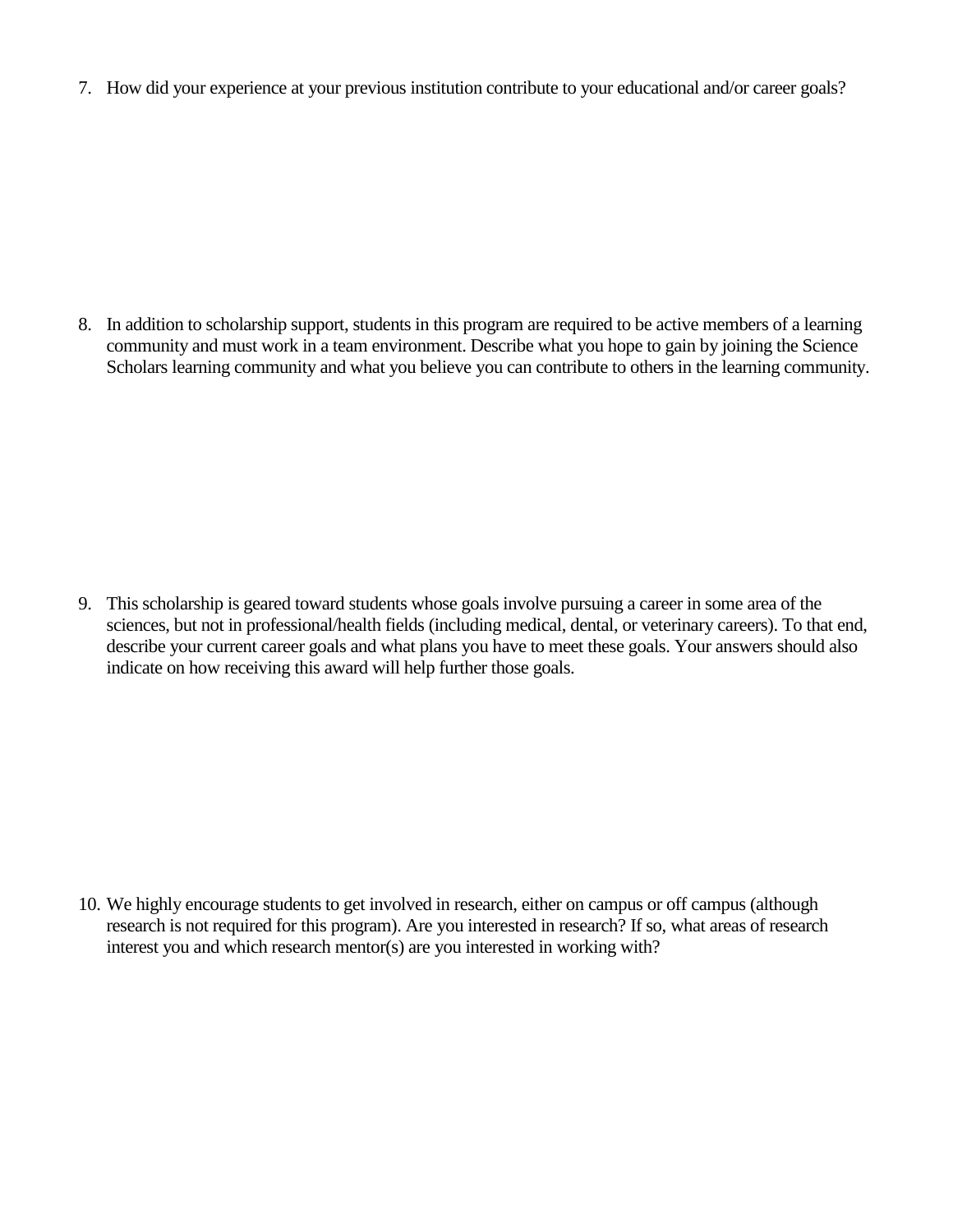7. How did your experience at your previous institution contribute to your educational and/or career goals?

8. In addition to scholarship support, students in this program are required to be active members of a learning community and must work in a team environment. Describe what you hope to gain by joining the Science Scholars learning community and what you believe you can contribute to others in the learning community.

9. This scholarship is geared toward students whose goals involve pursuing a career in some area of the sciences, but not in professional/health fields (including medical, dental, or veterinary careers). To that end, describe your current career goals and what plans you have to meet these goals. Your answers should also indicate on how receiving this award will help further those goals.

10. We highly encourage students to get involved in research, either on campus or off campus (although research is not required for this program). Are you interested in research? If so, what areas of research interest you and which research mentor(s) are you interested in working with?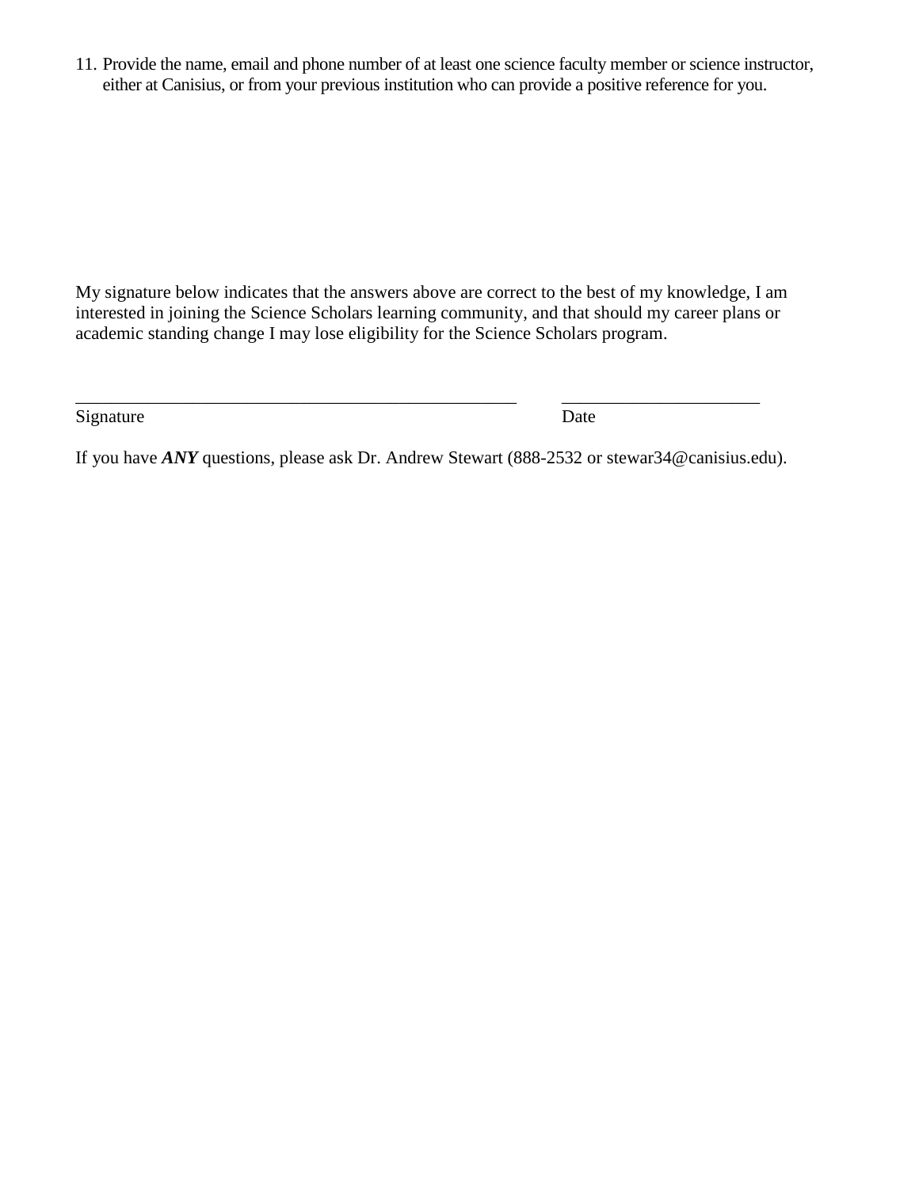11. Provide the name, email and phone number of at least one science faculty member or science instructor, either at Canisius, or from your previous institution who can provide a positive reference for you.

My signature below indicates that the answers above are correct to the best of my knowledge, I am interested in joining the Science Scholars learning community, and that should my career plans or academic standing change I may lose eligibility for the Science Scholars program.

\_\_\_\_\_\_\_\_\_\_\_\_\_\_\_\_\_\_\_\_\_\_\_\_\_\_\_\_\_\_\_\_\_\_\_\_\_\_\_\_\_\_\_\_\_\_\_\_\_\_ \_\_\_\_\_\_\_\_\_\_\_\_\_\_\_\_\_\_\_\_\_\_

Signature Date

If you have ***ANY*** questions, please ask Dr. Andrew Stewart (888-2532 or stewar34@canisius.edu).